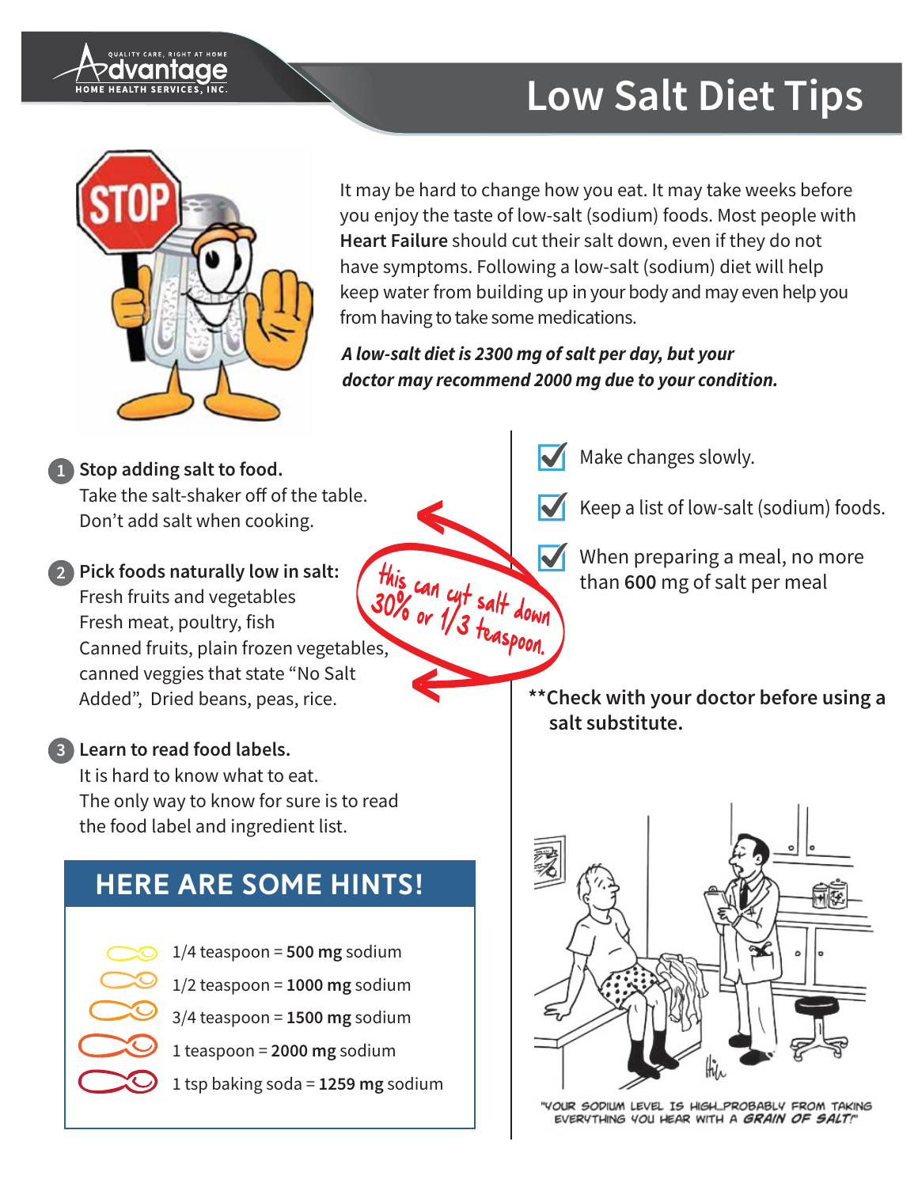# Low Salt Diet Tips

It may be hard to change how you eat. It may take weeks before you enjoy the taste of low-salt (sodium) foods. Most people with **Heart Failure** should cut their salt down, even if they do not have symptoms. Following a low-salt (sodium) diet will help keep water from building up in your body and may even help you from having to take some medications.

***A low-salt diet is 2300 mg of salt per day, but your doctor may recommend 2000 mg due to your condition.***

1. **Stop adding salt to food.**
   Take the salt-shaker off of the table.
   Don't add salt when cooking.

   *this can cut salt down 30% or 1/3 teaspoon.*

2. **Pick foods naturally low in salt:**
   Fresh fruits and vegetables
   Fresh meat, poultry, fish
   Canned fruits, plain frozen vegetables, canned veggies that state "No Salt Added", Dried beans, peas, rice.

3. **Learn to read food labels.**
   It is hard to know what to eat.
   The only way to know for sure is to read the food label and ingredient list.

## HERE ARE SOME HINTS!

- 1/4 teaspoon = **500 mg** sodium
- 1/2 teaspoon = **1000 mg** sodium
- 3/4 teaspoon = **1500 mg** sodium
- 1 teaspoon = **2000 mg** sodium
- 1 tsp baking soda = **1259 mg** sodium

- ☑ Make changes slowly.
- ☑ Keep a list of low-salt (sodium) foods.
- ☑ When preparing a meal, no more than **600** mg of salt per meal

****Check with your doctor before using a salt substitute.**

"YOUR SODIUM LEVEL IS HIGH...PROBABLY FROM TAKING EVERYTHING YOU HEAR WITH A *GRAIN OF SALT!*"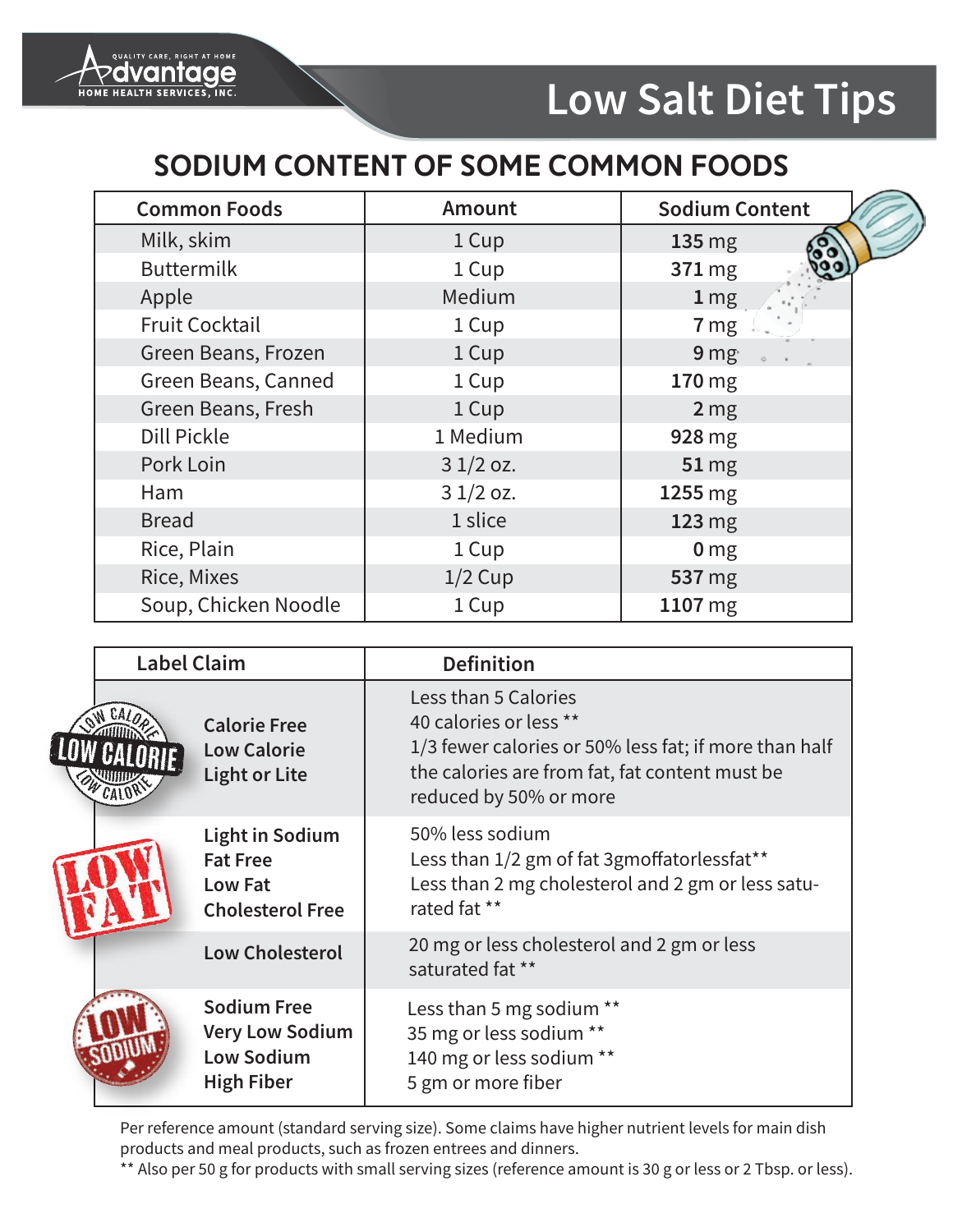# Low Salt Diet Tips

## SODIUM CONTENT OF SOME COMMON FOODS

| Common Foods | Amount | Sodium Content |
|---|---|---|
| Milk, skim | 1 Cup | **135** mg |
| Buttermilk | 1 Cup | **371** mg |
| Apple | Medium | **1** mg |
| Fruit Cocktail | 1 Cup | **7** mg |
| Green Beans, Frozen | 1 Cup | **9** mg |
| Green Beans, Canned | 1 Cup | **170** mg |
| Green Beans, Fresh | 1 Cup | **2** mg |
| Dill Pickle | 1 Medium | **928** mg |
| Pork Loin | 3 1/2 oz. | **51** mg |
| Ham | 3 1/2 oz. | **1255** mg |
| Bread | 1 slice | **123** mg |
| Rice, Plain | 1 Cup | **0** mg |
| Rice, Mixes | 1/2 Cup | **537** mg |
| Soup, Chicken Noodle | 1 Cup | **1107** mg |

| Label Claim | Definition |
|---|---|
| **Calorie Free** | Less than 5 Calories |
| **Low Calorie** | 40 calories or less ** |
| **Light or Lite** | 1/3 fewer calories or 50% less fat; if more than half the calories are from fat, fat content must be reduced by 50% or more |
| **Light in Sodium** | 50% less sodium |
| **Fat Free** | Less than 1/2 gm of fat |
| **Low Fat** | 3gmoffatorlessfat** |
| **Cholesterol Free** | Less than 2 mg cholesterol and 2 gm or less saturated fat ** |
| **Low Cholesterol** | 20 mg or less cholesterol and 2 gm or less saturated fat ** |
| **Sodium Free** | Less than 5 mg sodium ** |
| **Very Low Sodium** | 35 mg or less sodium ** |
| **Low Sodium** | 140 mg or less sodium ** |
| **High Fiber** | 5 gm or more fiber |

Per reference amount (standard serving size). Some claims have higher nutrient levels for main dish products and meal products, such as frozen entrees and dinners.

** Also per 50 g for products with small serving sizes (reference amount is 30 g or less or 2 Tbsp. or less).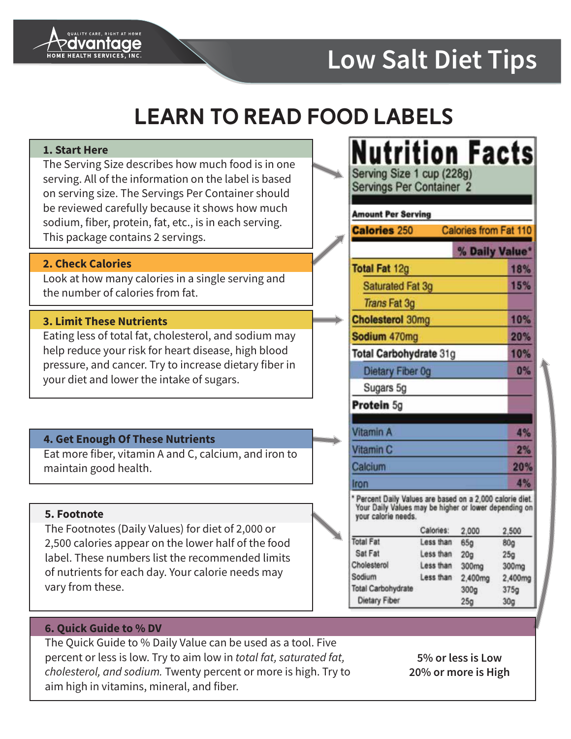# Low Salt Diet Tips

## LEARN TO READ FOOD LABELS

### 1. Start Here

The Serving Size describes how much food is in one serving. All of the information on the label is based on serving size. The Servings Per Container should be reviewed carefully because it shows how much sodium, fiber, protein, fat, etc., is in each serving. This package contains 2 servings.

### 2. Check Calories

Look at how many calories in a single serving and the number of calories from fat.

### 3. Limit These Nutrients

Eating less of total fat, cholesterol, and sodium may help reduce your risk for heart disease, high blood pressure, and cancer. Try to increase dietary fiber in your diet and lower the intake of sugars.

### 4. Get Enough Of These Nutrients

Eat more fiber, vitamin A and C, calcium, and iron to maintain good health.

### 5. Footnote

The Footnotes (Daily Values) for diet of 2,000 or 2,500 calories appear on the lower half of the food label. These numbers list the recommended limits of nutrients for each day. Your calorie needs may vary from these.

### 6. Quick Guide to % DV

The Quick Guide to % Daily Value can be used as a tool. Five percent or less is low. Try to aim low in *total fat, saturated fat, cholesterol, and sodium.* Twenty percent or more is high. Try to aim high in vitamins, mineral, and fiber.

**5% or less is Low**
**20% or more is High**

---

**Nutrition Facts**

Serving Size 1 cup (228g)
Servings Per Container 2

**Amount Per Serving**

| | |
|---|---|
| **Calories** 250 | Calories from Fat 110 |
| | **% Daily Value*** |
| **Total Fat** 12g | **18%** |
| Saturated Fat 3g | **15%** |
| *Trans* Fat 3g | |
| **Cholesterol** 30mg | **10%** |
| **Sodium** 470mg | **20%** |
| **Total Carbohydrate** 31g | **10%** |
| Dietary Fiber 0g | **0%** |
| Sugars 5g | |
| **Protein** 5g | |
| Vitamin A | **4%** |
| Vitamin C | **2%** |
| Calcium | **20%** |
| Iron | **4%** |

* Percent Daily Values are based on a 2,000 calorie diet. Your Daily Values may be higher or lower depending on your calorie needs.

| | Calories: | 2,000 | 2,500 |
|---|---|---|---|
| Total Fat | Less than | 65g | 80g |
| Sat Fat | Less than | 20g | 25g |
| Cholesterol | Less than | 300mg | 300mg |
| Sodium | Less than | 2,400mg | 2,400mg |
| Total Carbohydrate | | 300g | 375g |
| Dietary Fiber | | 25g | 30g |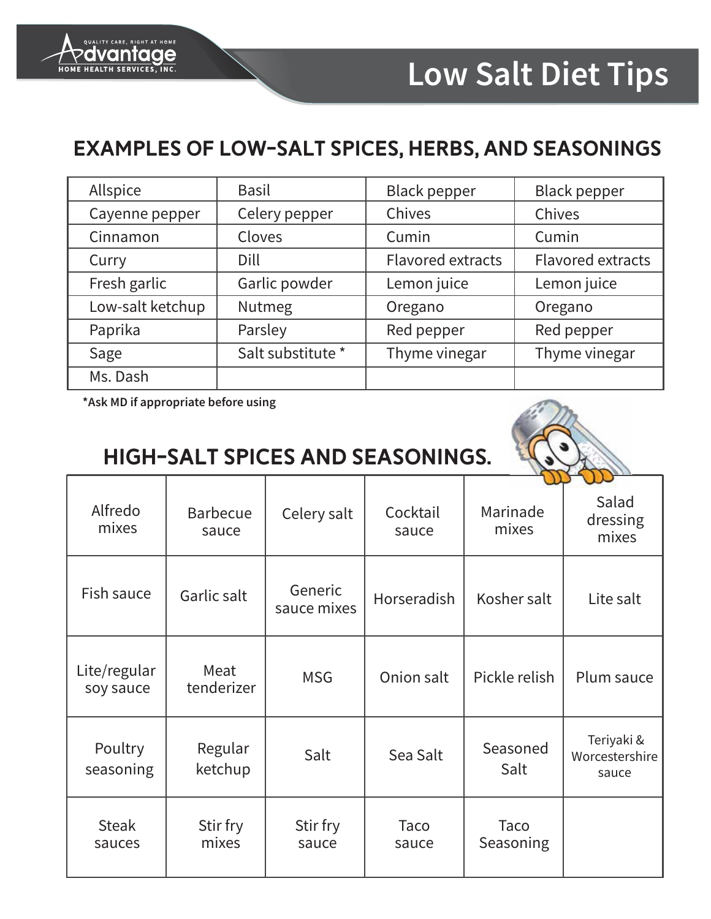# Low Salt Diet Tips

## EXAMPLES OF LOW-SALT SPICES, HERBS, AND SEASONINGS

| | | | |
|---|---|---|---|
| Allspice | Basil | Black pepper | Black pepper |
| Cayenne pepper | Celery pepper | Chives | Chives |
| Cinnamon | Cloves | Cumin | Cumin |
| Curry | Dill | Flavored extracts | Flavored extracts |
| Fresh garlic | Garlic powder | Lemon juice | Lemon juice |
| Low-salt ketchup | Nutmeg | Oregano | Oregano |
| Paprika | Parsley | Red pepper | Red pepper |
| Sage | Salt substitute * | Thyme vinegar | Thyme vinegar |
| Ms. Dash | | | |

**\*Ask MD if appropriate before using**

## HIGH-SALT SPICES AND SEASONINGS.

| | | | | | |
|---|---|---|---|---|---|
| Alfredo mixes | Barbecue sauce | Celery salt | Cocktail sauce | Marinade mixes | Salad dressing mixes |
| Fish sauce | Garlic salt | Generic sauce mixes | Horseradish | Kosher salt | Lite salt |
| Lite/regular soy sauce | Meat tenderizer | MSG | Onion salt | Pickle relish | Plum sauce |
| Poultry seasoning | Regular ketchup | Salt | Sea Salt | Seasoned Salt | Teriyaki & Worcestershire sauce |
| Steak sauces | Stir fry mixes | Stir fry sauce | Taco sauce | Taco Seasoning | |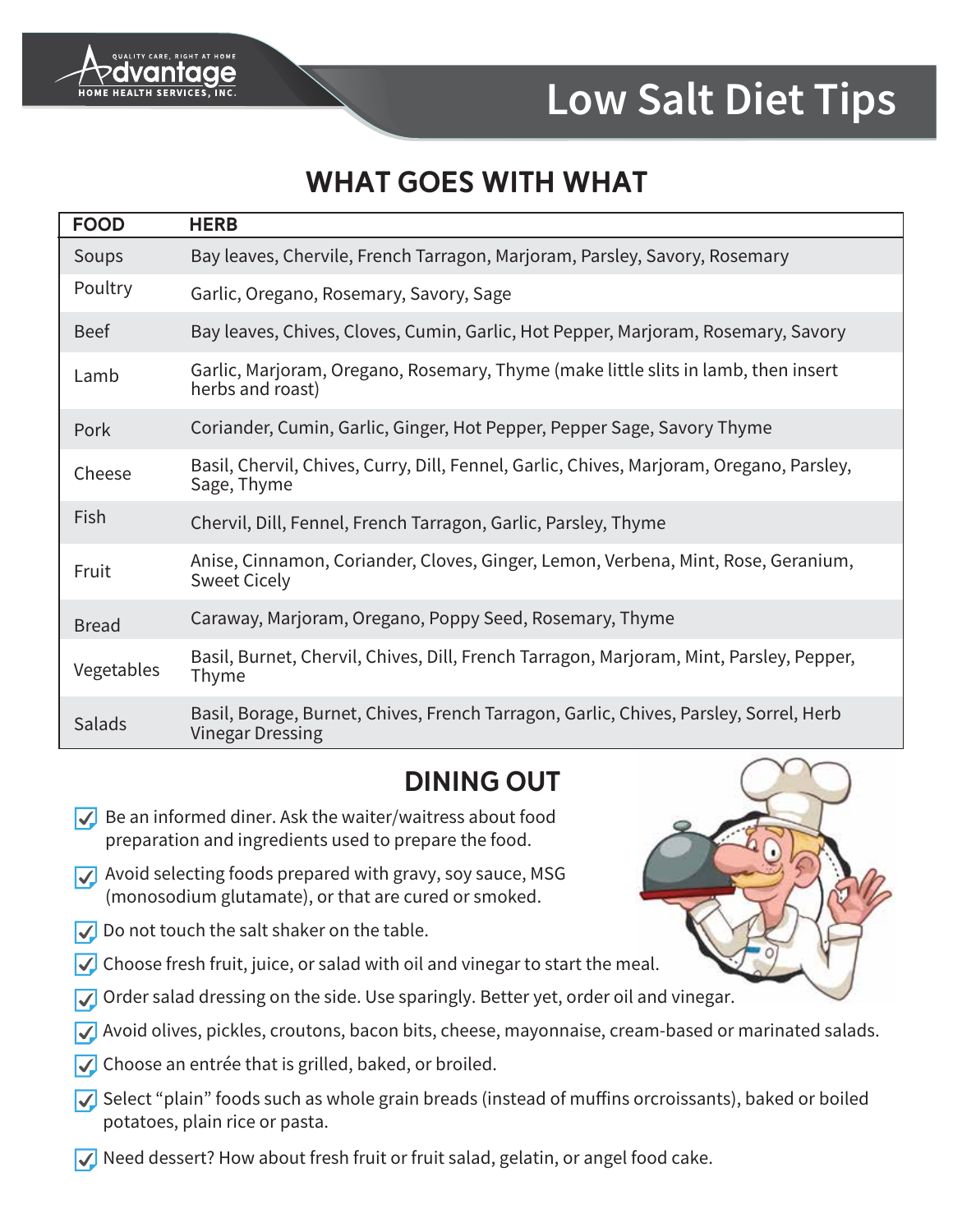# Low Salt Diet Tips

## WHAT GOES WITH WHAT

| FOOD | HERB |
|---|---|
| Soups | Bay leaves, Chervile, French Tarragon, Marjoram, Parsley, Savory, Rosemary |
| Poultry | Garlic, Oregano, Rosemary, Savory, Sage |
| Beef | Bay leaves, Chives, Cloves, Cumin, Garlic, Hot Pepper, Marjoram, Rosemary, Savory |
| Lamb | Garlic, Marjoram, Oregano, Rosemary, Thyme (make little slits in lamb, then insert herbs and roast) |
| Pork | Coriander, Cumin, Garlic, Ginger, Hot Pepper, Pepper Sage, Savory Thyme |
| Cheese | Basil, Chervil, Chives, Curry, Dill, Fennel, Garlic, Chives, Marjoram, Oregano, Parsley, Sage, Thyme |
| Fish | Chervil, Dill, Fennel, French Tarragon, Garlic, Parsley, Thyme |
| Fruit | Anise, Cinnamon, Coriander, Cloves, Ginger, Lemon, Verbena, Mint, Rose, Geranium, Sweet Cicely |
| Bread | Caraway, Marjoram, Oregano, Poppy Seed, Rosemary, Thyme |
| Vegetables | Basil, Burnet, Chervil, Chives, Dill, French Tarragon, Marjoram, Mint, Parsley, Pepper, Thyme |
| Salads | Basil, Borage, Burnet, Chives, French Tarragon, Garlic, Chives, Parsley, Sorrel, Herb Vinegar Dressing |

## DINING OUT

- Be an informed diner. Ask the waiter/waitress about food preparation and ingredients used to prepare the food.
- Avoid selecting foods prepared with gravy, soy sauce, MSG (monosodium glutamate), or that are cured or smoked.
- Do not touch the salt shaker on the table.
- Choose fresh fruit, juice, or salad with oil and vinegar to start the meal.
- Order salad dressing on the side. Use sparingly. Better yet, order oil and vinegar.
- Avoid olives, pickles, croutons, bacon bits, cheese, mayonnaise, cream-based or marinated salads.
- Choose an entrée that is grilled, baked, or broiled.
- Select "plain" foods such as whole grain breads (instead of muffins orcroissants), baked or boiled potatoes, plain rice or pasta.
- Need dessert? How about fresh fruit or fruit salad, gelatin, or angel food cake.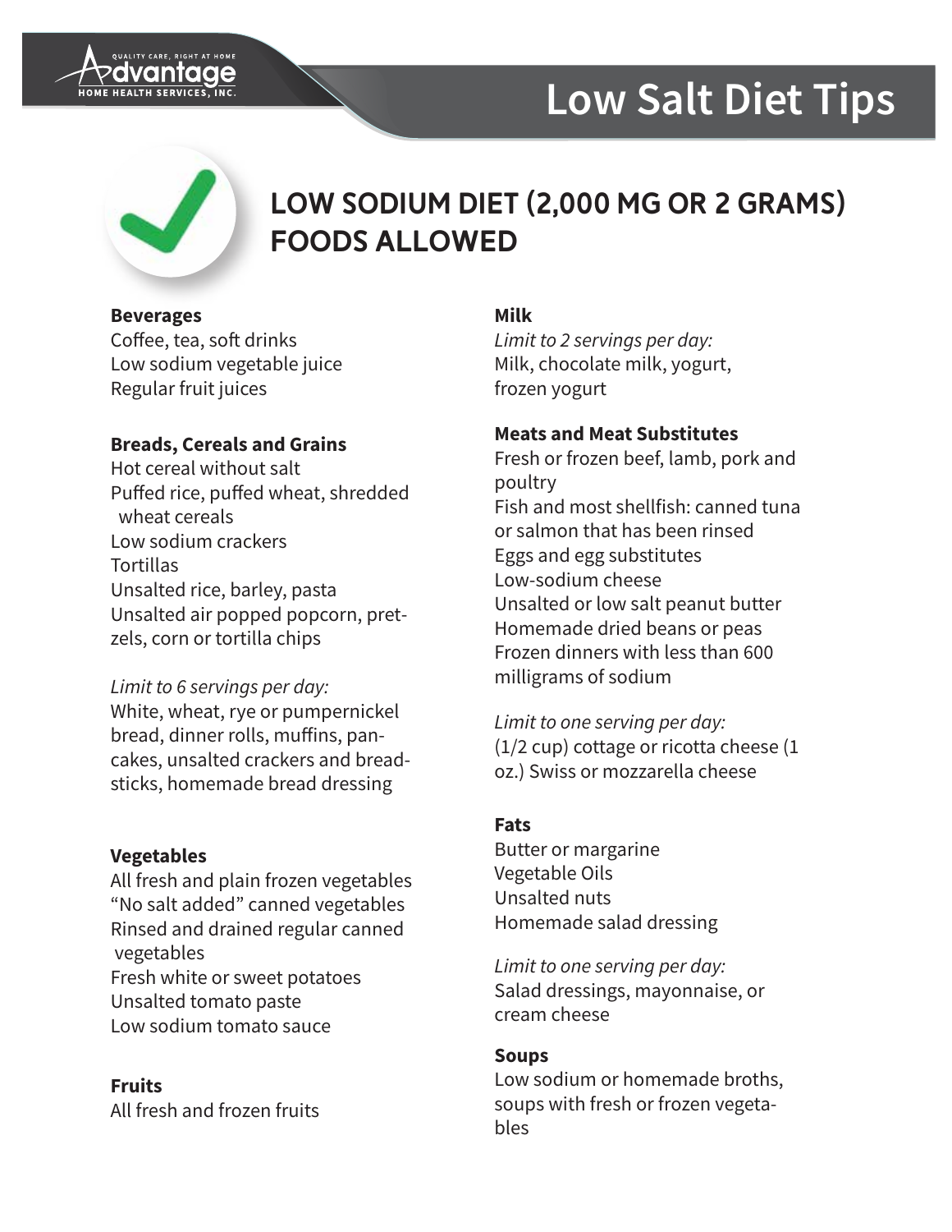# Low Salt Diet Tips

## LOW SODIUM DIET (2,000 MG OR 2 GRAMS) FOODS ALLOWED

**Beverages**
Coffee, tea, soft drinks
Low sodium vegetable juice
Regular fruit juices

**Breads, Cereals and Grains**
Hot cereal without salt
Puffed rice, puffed wheat, shredded wheat cereals
Low sodium crackers
Tortillas
Unsalted rice, barley, pasta
Unsalted air popped popcorn, pretzels, corn or tortilla chips

*Limit to 6 servings per day:*
White, wheat, rye or pumpernickel bread, dinner rolls, muffins, pancakes, unsalted crackers and breadsticks, homemade bread dressing

**Vegetables**
All fresh and plain frozen vegetables
"No salt added" canned vegetables
Rinsed and drained regular canned vegetables
Fresh white or sweet potatoes
Unsalted tomato paste
Low sodium tomato sauce

**Fruits**
All fresh and frozen fruits

**Milk**
*Limit to 2 servings per day:*
Milk, chocolate milk, yogurt, frozen yogurt

**Meats and Meat Substitutes**
Fresh or frozen beef, lamb, pork and poultry
Fish and most shellfish: canned tuna or salmon that has been rinsed
Eggs and egg substitutes
Low-sodium cheese
Unsalted or low salt peanut butter
Homemade dried beans or peas
Frozen dinners with less than 600 milligrams of sodium

*Limit to one serving per day:*
(1/2 cup) cottage or ricotta cheese (1 oz.) Swiss or mozzarella cheese

**Fats**
Butter or margarine
Vegetable Oils
Unsalted nuts
Homemade salad dressing

*Limit to one serving per day:*
Salad dressings, mayonnaise, or cream cheese

**Soups**
Low sodium or homemade broths, soups with fresh or frozen vegetables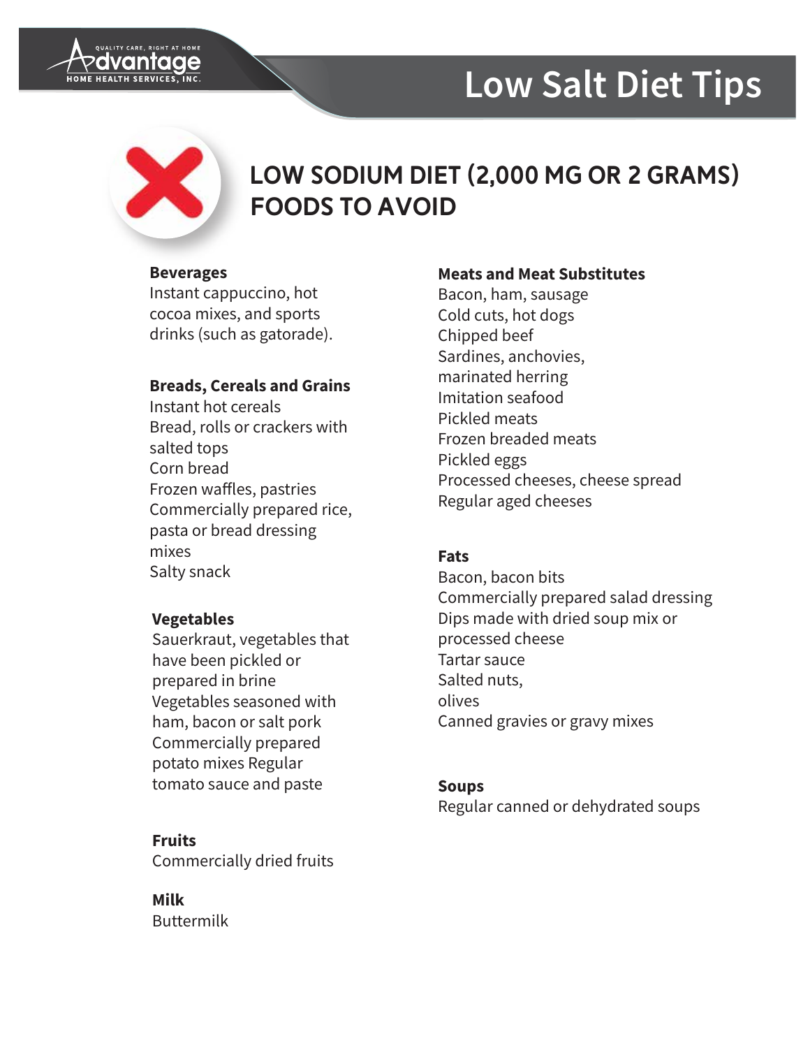# Low Salt Diet Tips

## LOW SODIUM DIET (2,000 MG OR 2 GRAMS) FOODS TO AVOID

**Beverages**
Instant cappuccino, hot cocoa mixes, and sports drinks (such as gatorade).

**Breads, Cereals and Grains**
Instant hot cereals
Bread, rolls or crackers with salted tops
Corn bread
Frozen waffles, pastries
Commercially prepared rice, pasta or bread dressing mixes
Salty snack

**Vegetables**
Sauerkraut, vegetables that have been pickled or prepared in brine
Vegetables seasoned with ham, bacon or salt pork
Commercially prepared potato mixes Regular tomato sauce and paste

**Fruits**
Commercially dried fruits

**Milk**
Buttermilk

**Meats and Meat Substitutes**
Bacon, ham, sausage
Cold cuts, hot dogs
Chipped beef
Sardines, anchovies, marinated herring
Imitation seafood
Pickled meats
Frozen breaded meats
Pickled eggs
Processed cheeses, cheese spread
Regular aged cheeses

**Fats**
Bacon, bacon bits
Commercially prepared salad dressing
Dips made with dried soup mix or processed cheese
Tartar sauce
Salted nuts,
olives
Canned gravies or gravy mixes

**Soups**
Regular canned or dehydrated soups